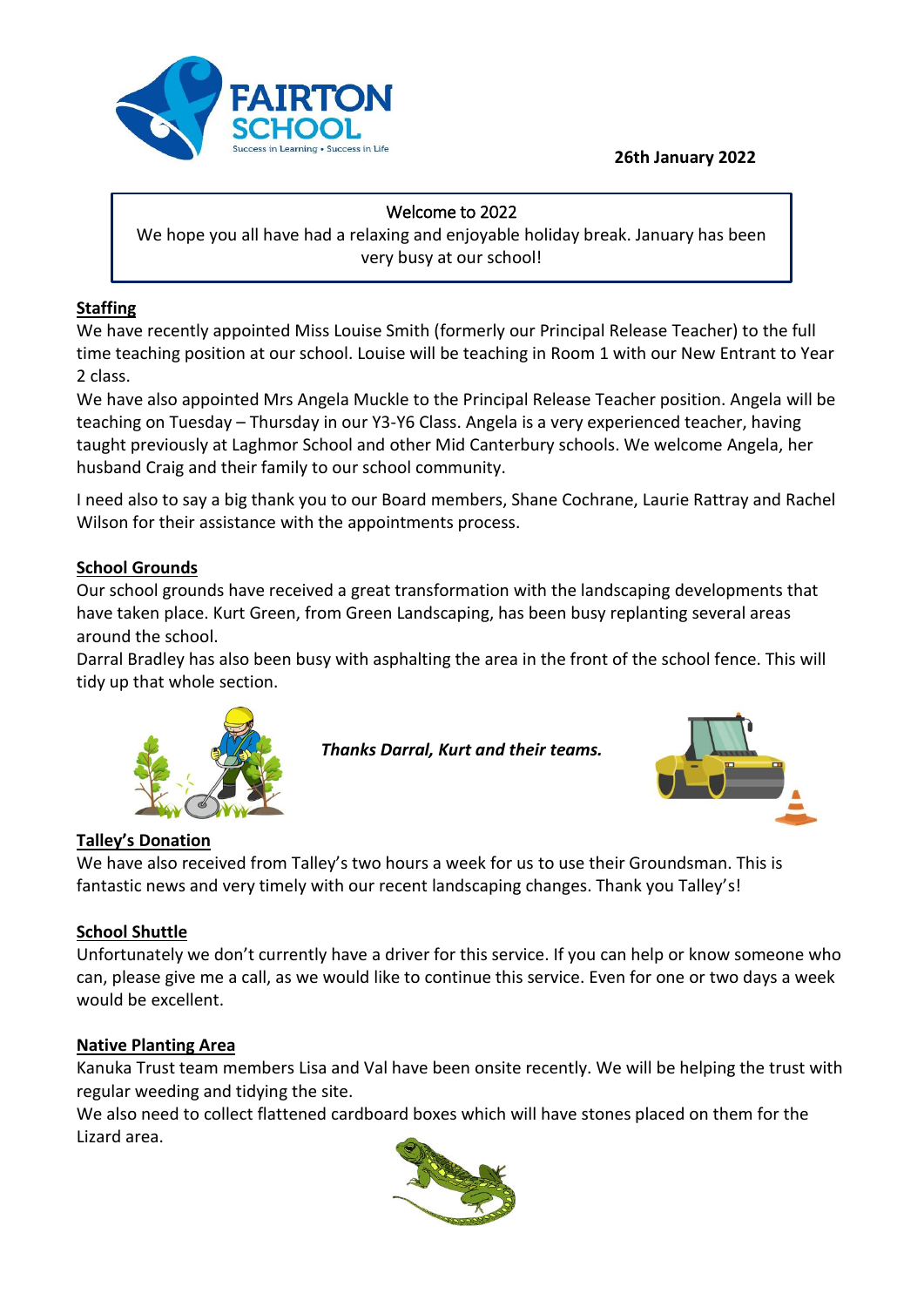**FAIRTON SCHOOL**
Success in Learning • Success in Life

**26th January 2022**

Welcome to 2022

We hope you all have had a relaxing and enjoyable holiday break. January has been very busy at our school!

## Staffing

We have recently appointed Miss Louise Smith (formerly our Principal Release Teacher) to the full time teaching position at our school. Louise will be teaching in Room 1 with our New Entrant to Year 2 class.

We have also appointed Mrs Angela Muckle to the Principal Release Teacher position. Angela will be teaching on Tuesday – Thursday in our Y3-Y6 Class. Angela is a very experienced teacher, having taught previously at Laghmor School and other Mid Canterbury schools. We welcome Angela, her husband Craig and their family to our school community.

I need also to say a big thank you to our Board members, Shane Cochrane, Laurie Rattray and Rachel Wilson for their assistance with the appointments process.

## School Grounds

Our school grounds have received a great transformation with the landscaping developments that have taken place. Kurt Green, from Green Landscaping, has been busy replanting several areas around the school.

Darral Bradley has also been busy with asphalting the area in the front of the school fence. This will tidy up that whole section.

***Thanks Darral, Kurt and their teams.***

## Talley's Donation

We have also received from Talley's two hours a week for us to use their Groundsman. This is fantastic news and very timely with our recent landscaping changes. Thank you Talley's!

## School Shuttle

Unfortunately we don't currently have a driver for this service. If you can help or know someone who can, please give me a call, as we would like to continue this service. Even for one or two days a week would be excellent.

## Native Planting Area

Kanuka Trust team members Lisa and Val have been onsite recently. We will be helping the trust with regular weeding and tidying the site.

We also need to collect flattened cardboard boxes which will have stones placed on them for the Lizard area.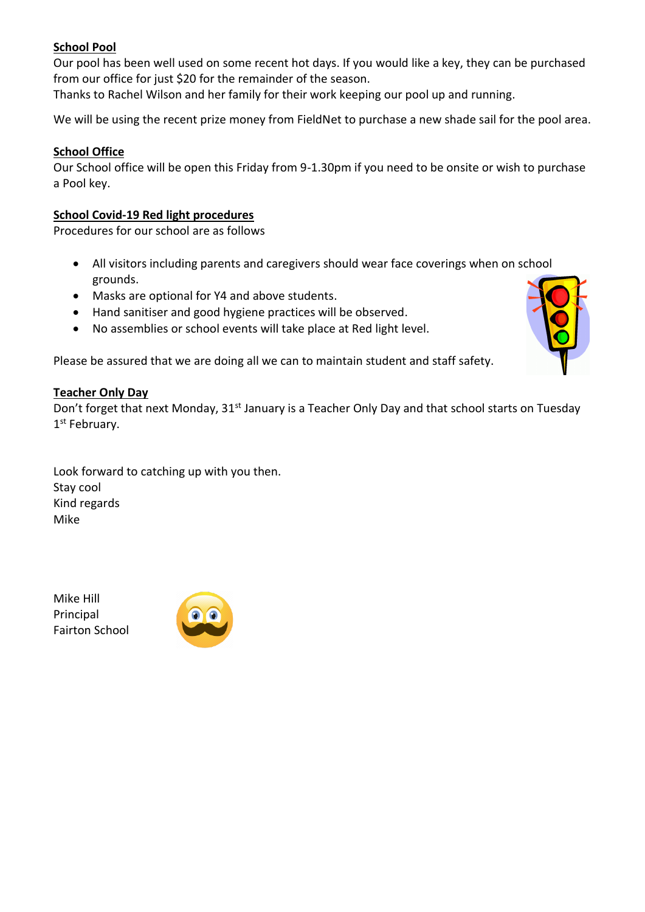**School Pool**

Our pool has been well used on some recent hot days. If you would like a key, they can be purchased from our office for just $20 for the remainder of the season.
Thanks to Rachel Wilson and her family for their work keeping our pool up and running.

We will be using the recent prize money from FieldNet to purchase a new shade sail for the pool area.

**School Office**

Our School office will be open this Friday from 9-1.30pm if you need to be onsite or wish to purchase a Pool key.

**School Covid-19 Red light procedures**

Procedures for our school are as follows

- All visitors including parents and caregivers should wear face coverings when on school grounds.
- Masks are optional for Y4 and above students.
- Hand sanitiser and good hygiene practices will be observed.
- No assemblies or school events will take place at Red light level.

Please be assured that we are doing all we can to maintain student and staff safety.

**Teacher Only Day**

Don't forget that next Monday, 31st January is a Teacher Only Day and that school starts on Tuesday 1st February.

Look forward to catching up with you then.
Stay cool
Kind regards
Mike

Mike Hill
Principal
Fairton School